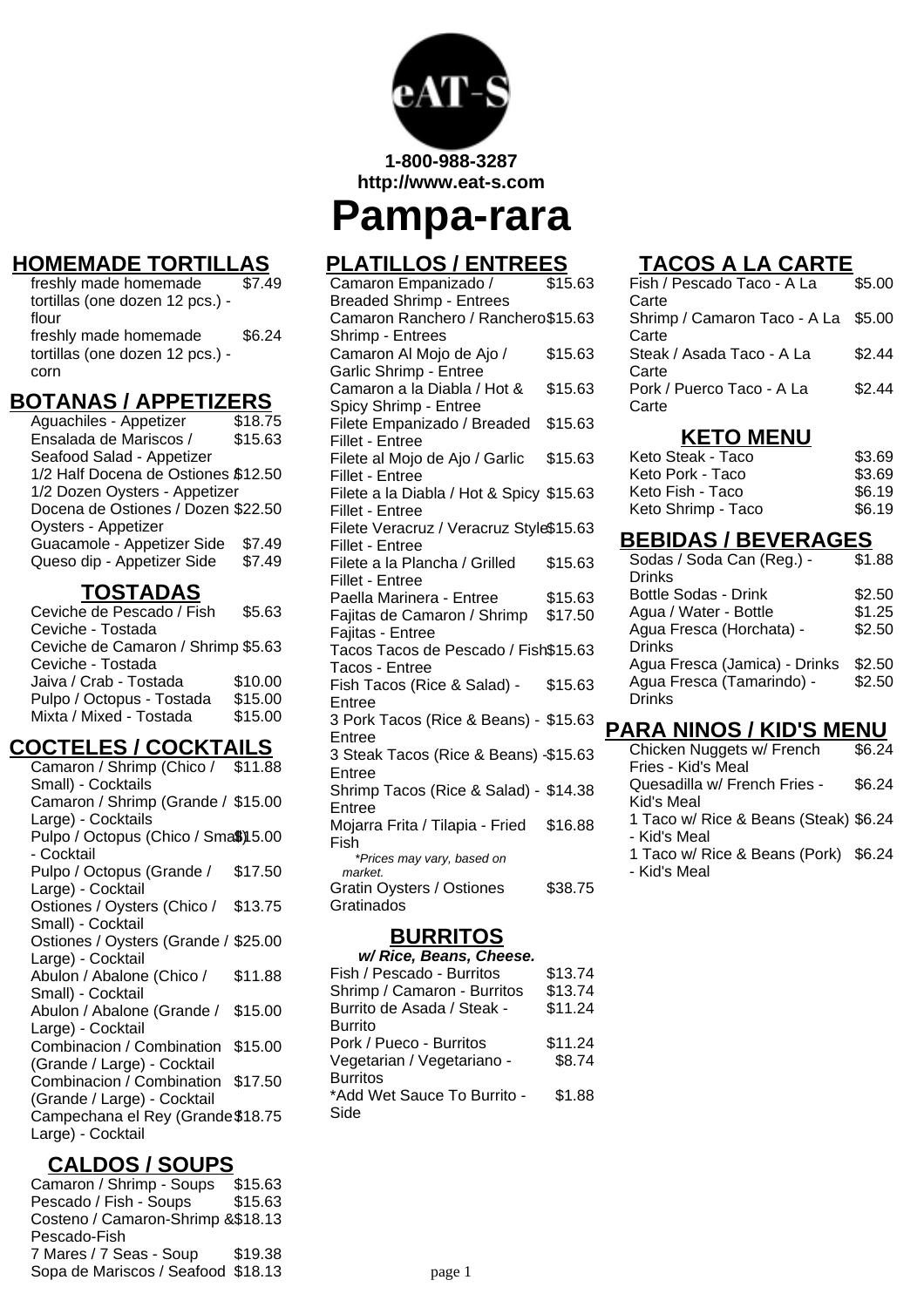1-800-988-3287
http://www.eat-s.com

# Pampa-rara

## HOMEMADE TORTILLAS

| Item | Price |
|---|---|
| freshly made homemade tortillas (one dozen 12 pcs.) - flour | $7.49 |
| freshly made homemade tortillas (one dozen 12 pcs.) - corn | $6.24 |

## BOTANAS / APPETIZERS

| Item | Price |
|---|---|
| Aguachiles - Appetizer | $18.75 |
| Ensalada de Mariscos / Seafood Salad - Appetizer | $15.63 |
| 1/2 Half Docena de Ostiones / 1/2 Dozen Oysters - Appetizer | $12.50 |
| Docena de Ostiones / Dozen Oysters - Appetizer | $22.50 |
| Guacamole - Appetizer Side | $7.49 |
| Queso dip - Appetizer Side | $7.49 |

## TOSTADAS

| Item | Price |
|---|---|
| Ceviche de Pescado / Fish Ceviche - Tostada | $5.63 |
| Ceviche de Camaron / Shrimp Ceviche - Tostada | $5.63 |
| Jaiva / Crab - Tostada | $10.00 |
| Pulpo / Octopus - Tostada | $15.00 |
| Mixta / Mixed - Tostada | $15.00 |

## COCTELES / COCKTAILS

| Item | Price |
|---|---|
| Camaron / Shrimp (Chico / Small) - Cocktails | $11.88 |
| Camaron / Shrimp (Grande / Large) - Cocktails | $15.00 |
| Pulpo / Octopus (Chico / Small) - Cocktail | $15.00 |
| Pulpo / Octopus (Grande / Large) - Cocktail | $17.50 |
| Ostiones / Oysters (Chico / Small) - Cocktail | $13.75 |
| Ostiones / Oysters (Grande / Large) - Cocktail | $25.00 |
| Abulon / Abalone (Chico / Small) - Cocktail | $11.88 |
| Abulon / Abalone (Grande / Large) - Cocktail | $15.00 |
| Combinacion / Combination (Grande / Large) - Cocktail | $15.00 |
| Combinacion / Combination (Grande / Large) - Cocktail | $17.50 |
| Campechana el Rey (Grande / Large) - Cocktail | $18.75 |

## CALDOS / SOUPS

| Item | Price |
|---|---|
| Camaron / Shrimp - Soups | $15.63 |
| Pescado / Fish - Soups | $15.63 |
| Costeno / Camaron-Shrimp & Pescado-Fish | $18.13 |
| 7 Mares / 7 Seas - Soup | $19.38 |
| Sopa de Mariscos / Seafood | $18.13 |

## PLATILLOS / ENTREES

| Item | Price |
|---|---|
| Camaron Empanizado / Breaded Shrimp - Entrees | $15.63 |
| Camaron Ranchero / Ranchero Shrimp - Entrees | $15.63 |
| Camaron Al Mojo de Ajo / Garlic Shrimp - Entree | $15.63 |
| Camaron a la Diabla / Hot & Spicy Shrimp - Entree | $15.63 |
| Filete Empanizado / Breaded Fillet - Entree | $15.63 |
| Filete al Mojo de Ajo / Garlic Fillet - Entree | $15.63 |
| Filete a la Diabla / Hot & Spicy Fillet - Entree | $15.63 |
| Filete Veracruz / Veracruz Style Fillet - Entree | $15.63 |
| Filete a la Plancha / Grilled Fillet - Entree | $15.63 |
| Paella Marinera - Entree | $15.63 |
| Fajitas de Camaron / Shrimp Fajitas - Entree | $17.50 |
| Tacos Tacos de Pescado / Fish Tacos - Entree | $15.63 |
| Fish Tacos (Rice & Salad) - Entree | $15.63 |
| 3 Pork Tacos (Rice & Beans) - Entree | $15.63 |
| 3 Steak Tacos (Rice & Beans) - Entree | $15.63 |
| Shrimp Tacos (Rice & Salad) - Entree | $14.38 |
| Mojarra Frita / Tilapia - Fried Fish<br>*Prices may vary, based on market.* | $16.88 |
| Gratin Oysters / Ostiones Gratinados | $38.75 |

## BURRITOS

***w/ Rice, Beans, Cheese.***

| Item | Price |
|---|---|
| Fish / Pescado - Burritos | $13.74 |
| Shrimp / Camaron - Burritos | $13.74 |
| Burrito de Asada / Steak - Burrito | $11.24 |
| Pork / Pueco - Burritos | $11.24 |
| Vegetarian / Vegetariano - Burritos | $8.74 |
| *Add Wet Sauce To Burrito - Side | $1.88 |

## TACOS A LA CARTE

| Item | Price |
|---|---|
| Fish / Pescado Taco - A La Carte | $5.00 |
| Shrimp / Camaron Taco - A La Carte | $5.00 |
| Steak / Asada Taco - A La Carte | $2.44 |
| Pork / Puerco Taco - A La Carte | $2.44 |

## KETO MENU

| Item | Price |
|---|---|
| Keto Steak - Taco | $3.69 |
| Keto Pork - Taco | $3.69 |
| Keto Fish - Taco | $6.19 |
| Keto Shrimp - Taco | $6.19 |

## BEBIDAS / BEVERAGES

| Item | Price |
|---|---|
| Sodas / Soda Can (Reg.) - Drinks | $1.88 |
| Bottle Sodas - Drink | $2.50 |
| Agua / Water - Bottle | $1.25 |
| Agua Fresca (Horchata) - Drinks | $2.50 |
| Agua Fresca (Jamica) - Drinks | $2.50 |
| Agua Fresca (Tamarindo) - Drinks | $2.50 |

## PARA NINOS / KID'S MENU

| Item | Price |
|---|---|
| Chicken Nuggets w/ French Fries - Kid's Meal | $6.24 |
| Quesadilla w/ French Fries - Kid's Meal | $6.24 |
| 1 Taco w/ Rice & Beans (Steak) - Kid's Meal | $6.24 |
| 1 Taco w/ Rice & Beans (Pork) - Kid's Meal | $6.24 |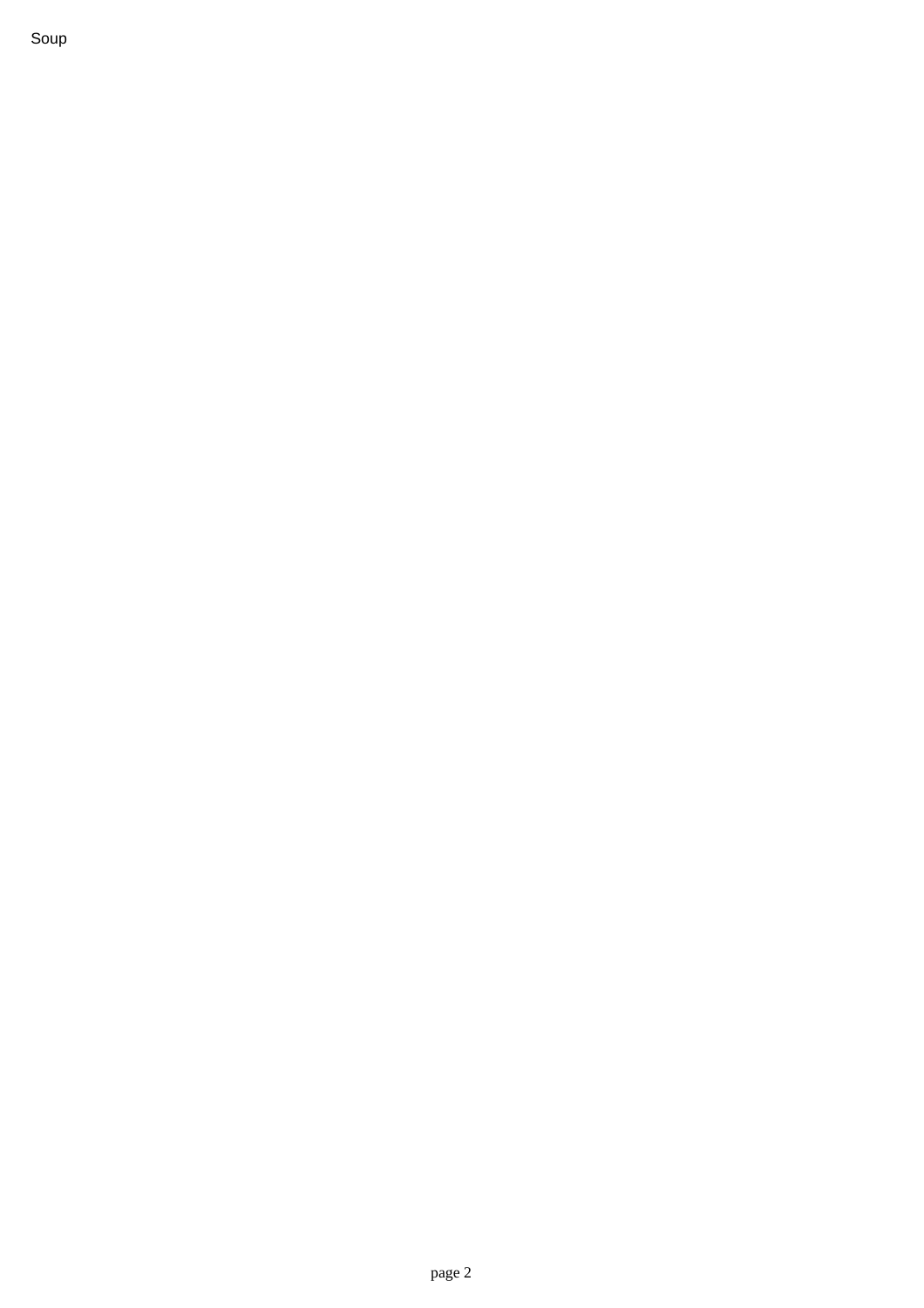Soup